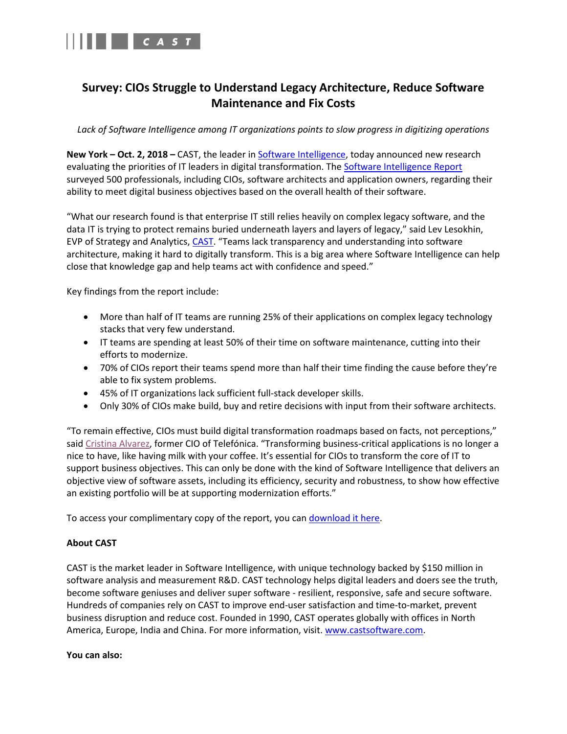CAST

# Survey: CIOs Struggle to Understand Legacy Architecture, Reduce Software Maintenance and Fix Costs

*Lack of Software Intelligence among IT organizations points to slow progress in digitizing operations*

**New York – Oct. 2, 2018 –** CAST, the leader in Software Intelligence, today announced new research evaluating the priorities of IT leaders in digital transformation. The Software Intelligence Report surveyed 500 professionals, including CIOs, software architects and application owners, regarding their ability to meet digital business objectives based on the overall health of their software.

"What our research found is that enterprise IT still relies heavily on complex legacy software, and the data IT is trying to protect remains buried underneath layers and layers of legacy," said Lev Lesokhin, EVP of Strategy and Analytics, CAST. "Teams lack transparency and understanding into software architecture, making it hard to digitally transform. This is a big area where Software Intelligence can help close that knowledge gap and help teams act with confidence and speed."

Key findings from the report include:

- More than half of IT teams are running 25% of their applications on complex legacy technology stacks that very few understand.
- IT teams are spending at least 50% of their time on software maintenance, cutting into their efforts to modernize.
- 70% of CIOs report their teams spend more than half their time finding the cause before they're able to fix system problems.
- 45% of IT organizations lack sufficient full-stack developer skills.
- Only 30% of CIOs make build, buy and retire decisions with input from their software architects.

"To remain effective, CIOs must build digital transformation roadmaps based on facts, not perceptions," said Cristina Alvarez, former CIO of Telefónica. "Transforming business-critical applications is no longer a nice to have, like having milk with your coffee. It's essential for CIOs to transform the core of IT to support business objectives. This can only be done with the kind of Software Intelligence that delivers an objective view of software assets, including its efficiency, security and robustness, to show how effective an existing portfolio will be at supporting modernization efforts."

To access your complimentary copy of the report, you can download it here.

**About CAST**

CAST is the market leader in Software Intelligence, with unique technology backed by $150 million in software analysis and measurement R&D. CAST technology helps digital leaders and doers see the truth, become software geniuses and deliver super software - resilient, responsive, safe and secure software. Hundreds of companies rely on CAST to improve end-user satisfaction and time-to-market, prevent business disruption and reduce cost. Founded in 1990, CAST operates globally with offices in North America, Europe, India and China. For more information, visit. www.castsoftware.com.

**You can also:**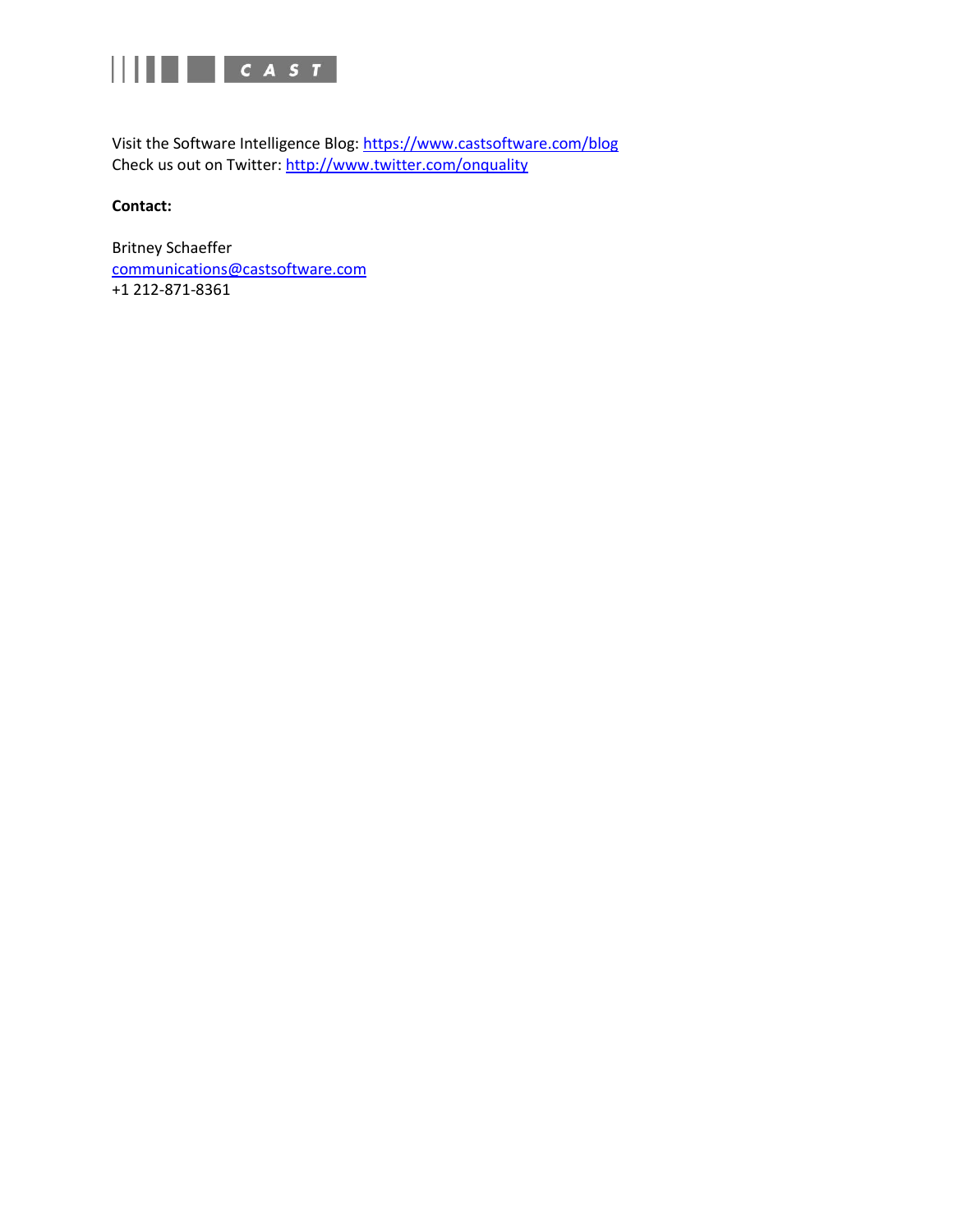Visit the Software Intelligence Blog: https://www.castsoftware.com/blog
Check us out on Twitter: http://www.twitter.com/onquality

**Contact:**

Britney Schaeffer
communications@castsoftware.com
+1 212-871-8361